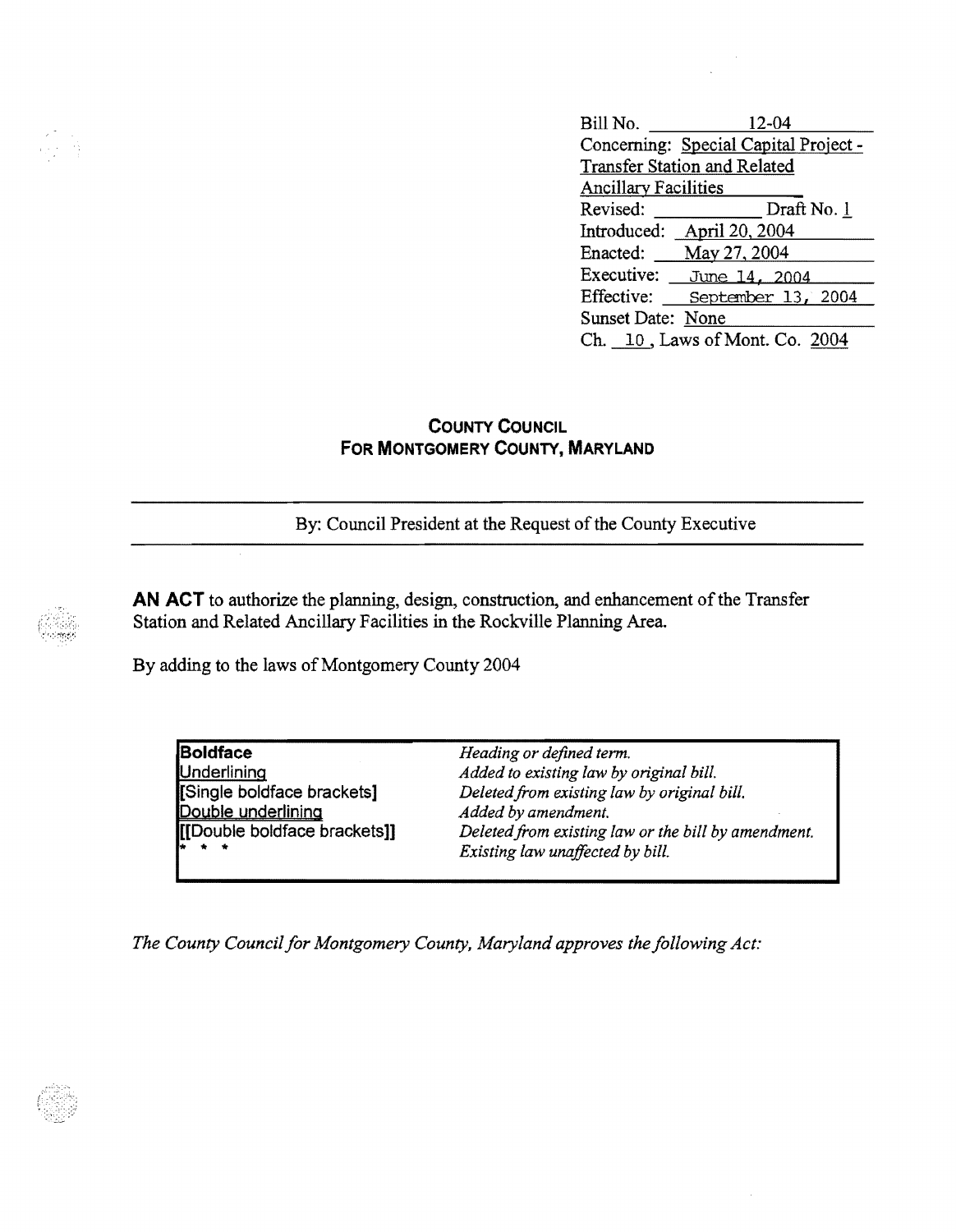Bill No. 12-04
Concerning: Special Capital Project - Transfer Station and Related Ancillary Facilities
Revised: \_\_\_\_\_\_\_\_ Draft No. 1
Introduced: April 20, 2004
Enacted: May 27, 2004
Executive: June 14, 2004
Effective: September 13, 2004
Sunset Date: None
Ch. 10, Laws of Mont. Co. 2004

## COUNTY COUNCIL FOR MONTGOMERY COUNTY, MARYLAND

By: Council President at the Request of the County Executive

**AN ACT** to authorize the planning, design, construction, and enhancement of the Transfer Station and Related Ancillary Facilities in the Rockville Planning Area.

By adding to the laws of Montgomery County 2004

| | |
|---|---|
| **Boldface** | *Heading or defined term.* |
| Underlining | *Added to existing law by original bill.* |
| [Single boldface brackets] | *Deleted from existing law by original bill.* |
| Double underlining | *Added by amendment.* |
| [[Double boldface brackets]] | *Deleted from existing law or the bill by amendment.* |
| * * * | *Existing law unaffected by bill.* |

*The County Council for Montgomery County, Maryland approves the following Act:*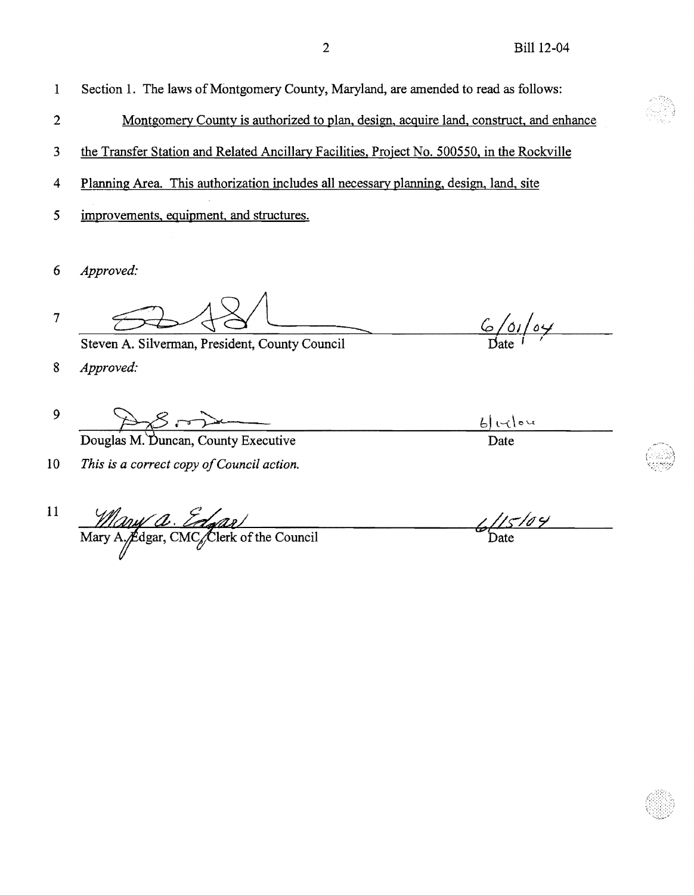1 Section 1. The laws of Montgomery County, Maryland, are amended to read as follows:

2 Montgomery County is authorized to plan, design, acquire land, construct, and enhance

3 the Transfer Station and Related Ancillary Facilities, Project No. 500550, in the Rockville

4 Planning Area. This authorization includes all necessary planning, design, land, site

5 improvements, equipment, and structures.

6 *Approved:*

7 Steven A. Silverman, President, County Council — 6/01/04 Date

8 *Approved:*

9 Douglas M. Duncan, County Executive — 6/11/04 Date

10 *This is a correct copy of Council action.*

11 Mary A. Edgar, CMC, Clerk of the Council — 6/15/04 Date